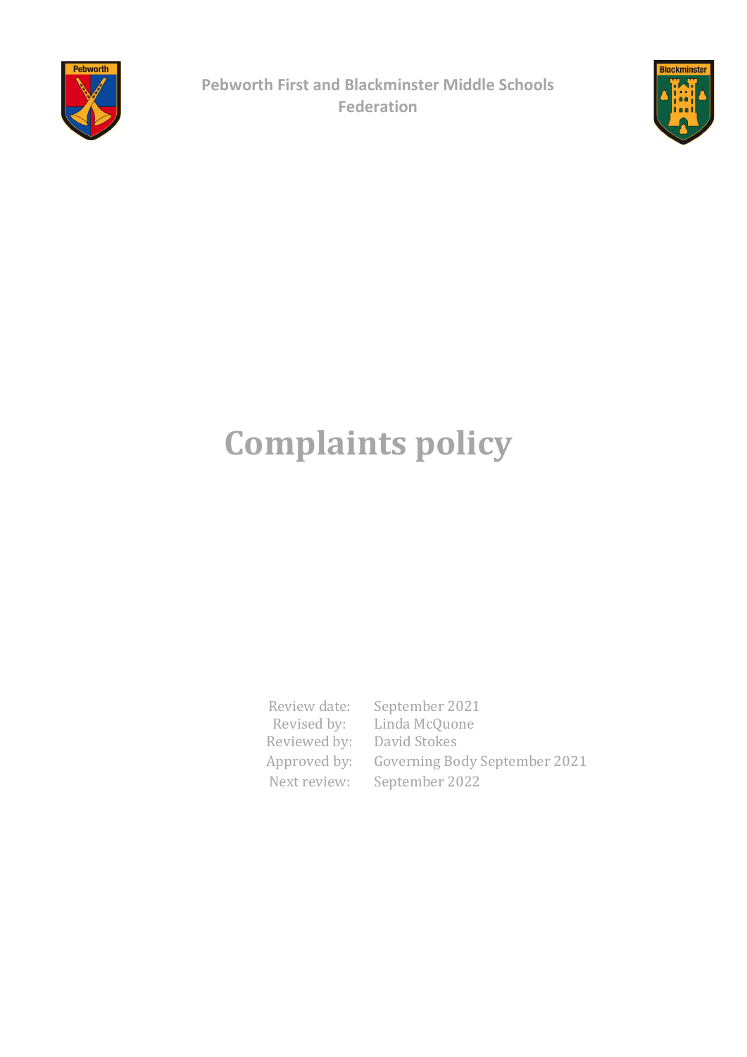Pebworth First and Blackminster Middle Schools Federation

# Complaints policy

| | |
|---|---|
| Review date: | September 2021 |
| Revised by: | Linda McQuone |
| Reviewed by: | David Stokes |
| Approved by: | Governing Body September 2021 |
| Next review: | September 2022 |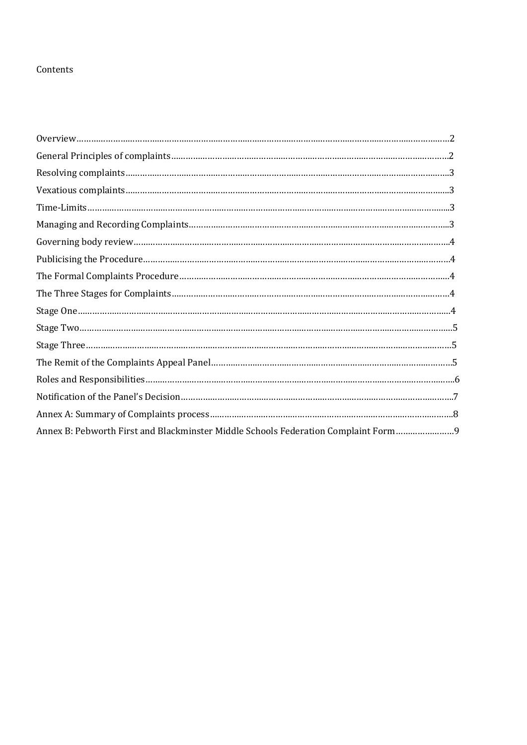Contents

Overview……………………………………………………………………………………………………………………………2
General Principles of complaints……………………………………………………………………………………………2
Resolving complaints…………………………………………………………………………………………………………3
Vexatious complaints…………………………………………………………………………………………………………3
Time-Limits……………………………………………………………………………………………………………………3
Managing and Recording Complaints………………………………………………………………………………………3
Governing body review………………………………………………………………………………………………………4
Publicising the Procedure……………………………………………………………………………………………………4
The Formal Complaints Procedure…………………………………………………………………………………………4
The Three Stages for Complaints……………………………………………………………………………………………4
Stage One………………………………………………………………………………………………………………………4
Stage Two………………………………………………………………………………………………………………………5
Stage Three……………………………………………………………………………………………………………………5
The Remit of the Complaints Appeal Panel…………………………………………………………………………………5
Roles and Responsibilities……………………………………………………………………………………………………6
Notification of the Panel's Decision…………………………………………………………………………………………7
Annex A: Summary of Complaints process…………………………………………………………………………………8
Annex B: Pebworth First and Blackminster Middle Schools Federation Complaint Form……………………9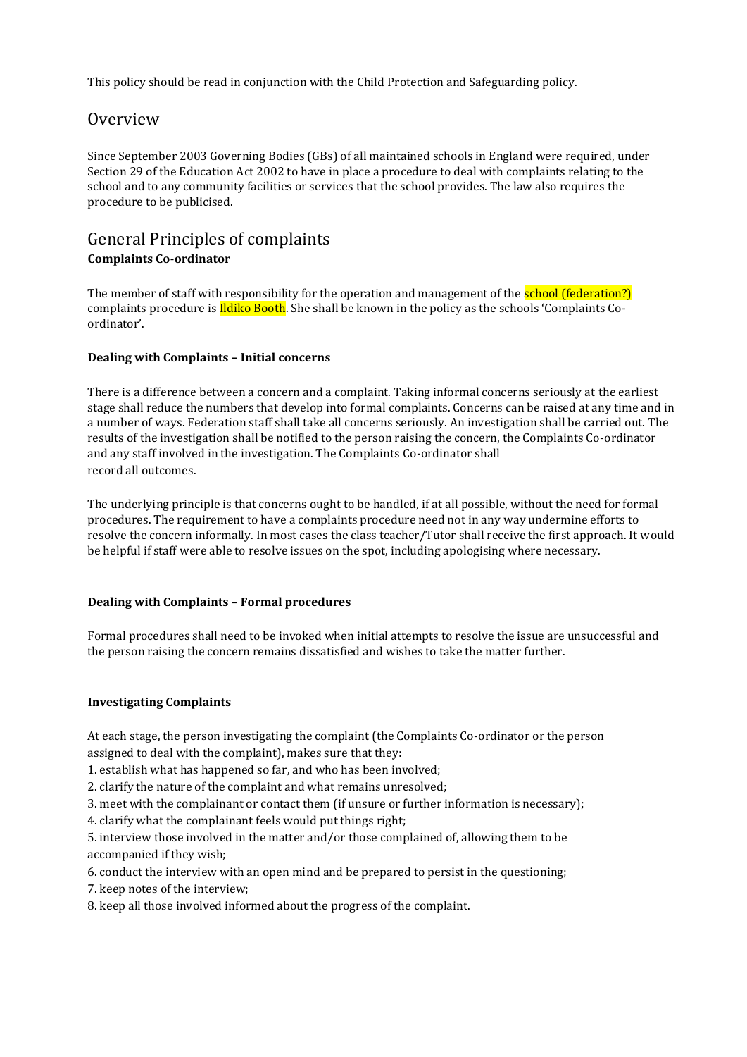This policy should be read in conjunction with the Child Protection and Safeguarding policy.

## Overview

Since September 2003 Governing Bodies (GBs) of all maintained schools in England were required, under Section 29 of the Education Act 2002 to have in place a procedure to deal with complaints relating to the school and to any community facilities or services that the school provides. The law also requires the procedure to be publicised.

## General Principles of complaints

**Complaints Co-ordinator**

The member of staff with responsibility for the operation and management of the school (federation?) complaints procedure is Ildiko Booth. She shall be known in the policy as the schools 'Complaints Co-ordinator'.

**Dealing with Complaints – Initial concerns**

There is a difference between a concern and a complaint. Taking informal concerns seriously at the earliest stage shall reduce the numbers that develop into formal complaints. Concerns can be raised at any time and in a number of ways. Federation staff shall take all concerns seriously. An investigation shall be carried out. The results of the investigation shall be notified to the person raising the concern, the Complaints Co-ordinator and any staff involved in the investigation. The Complaints Co-ordinator shall record all outcomes.

The underlying principle is that concerns ought to be handled, if at all possible, without the need for formal procedures. The requirement to have a complaints procedure need not in any way undermine efforts to resolve the concern informally. In most cases the class teacher/Tutor shall receive the first approach. It would be helpful if staff were able to resolve issues on the spot, including apologising where necessary.

**Dealing with Complaints – Formal procedures**

Formal procedures shall need to be invoked when initial attempts to resolve the issue are unsuccessful and the person raising the concern remains dissatisfied and wishes to take the matter further.

**Investigating Complaints**

At each stage, the person investigating the complaint (the Complaints Co-ordinator or the person assigned to deal with the complaint), makes sure that they:

1. establish what has happened so far, and who has been involved;
2. clarify the nature of the complaint and what remains unresolved;
3. meet with the complainant or contact them (if unsure or further information is necessary);
4. clarify what the complainant feels would put things right;
5. interview those involved in the matter and/or those complained of, allowing them to be accompanied if they wish;
6. conduct the interview with an open mind and be prepared to persist in the questioning;
7. keep notes of the interview;
8. keep all those involved informed about the progress of the complaint.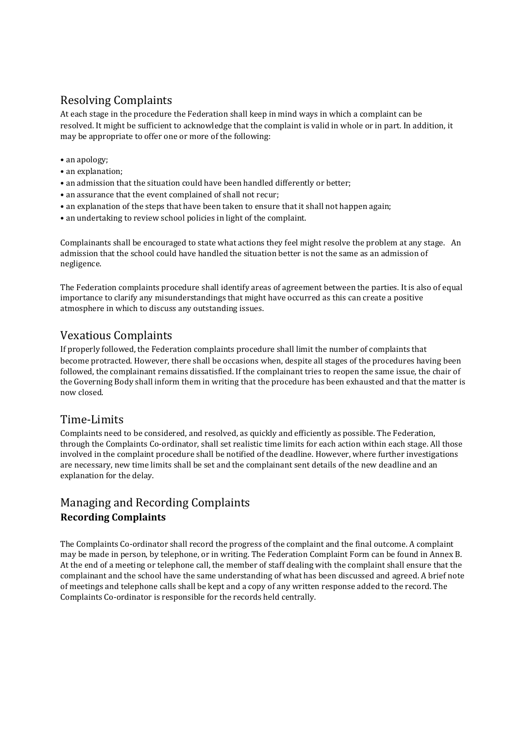## Resolving Complaints

At each stage in the procedure the Federation shall keep in mind ways in which a complaint can be resolved. It might be sufficient to acknowledge that the complaint is valid in whole or in part. In addition, it may be appropriate to offer one or more of the following:

- an apology;
- an explanation;
- an admission that the situation could have been handled differently or better;
- an assurance that the event complained of shall not recur;
- an explanation of the steps that have been taken to ensure that it shall not happen again;
- an undertaking to review school policies in light of the complaint.

Complainants shall be encouraged to state what actions they feel might resolve the problem at any stage. An admission that the school could have handled the situation better is not the same as an admission of negligence.

The Federation complaints procedure shall identify areas of agreement between the parties. It is also of equal importance to clarify any misunderstandings that might have occurred as this can create a positive atmosphere in which to discuss any outstanding issues.

## Vexatious Complaints

If properly followed, the Federation complaints procedure shall limit the number of complaints that become protracted. However, there shall be occasions when, despite all stages of the procedures having been followed, the complainant remains dissatisfied. If the complainant tries to reopen the same issue, the chair of the Governing Body shall inform them in writing that the procedure has been exhausted and that the matter is now closed.

## Time-Limits

Complaints need to be considered, and resolved, as quickly and efficiently as possible. The Federation, through the Complaints Co-ordinator, shall set realistic time limits for each action within each stage. All those involved in the complaint procedure shall be notified of the deadline. However, where further investigations are necessary, new time limits shall be set and the complainant sent details of the new deadline and an explanation for the delay.

## Managing and Recording Complaints

### Recording Complaints

The Complaints Co-ordinator shall record the progress of the complaint and the final outcome. A complaint may be made in person, by telephone, or in writing. The Federation Complaint Form can be found in Annex B. At the end of a meeting or telephone call, the member of staff dealing with the complaint shall ensure that the complainant and the school have the same understanding of what has been discussed and agreed. A brief note of meetings and telephone calls shall be kept and a copy of any written response added to the record. The Complaints Co-ordinator is responsible for the records held centrally.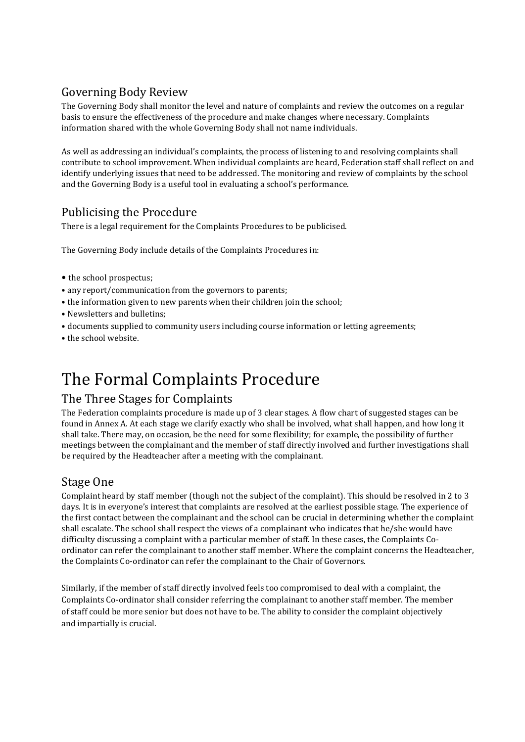## Governing Body Review

The Governing Body shall monitor the level and nature of complaints and review the outcomes on a regular basis to ensure the effectiveness of the procedure and make changes where necessary. Complaints information shared with the whole Governing Body shall not name individuals.

As well as addressing an individual's complaints, the process of listening to and resolving complaints shall contribute to school improvement. When individual complaints are heard, Federation staff shall reflect on and identify underlying issues that need to be addressed. The monitoring and review of complaints by the school and the Governing Body is a useful tool in evaluating a school's performance.

## Publicising the Procedure

There is a legal requirement for the Complaints Procedures to be publicised.

The Governing Body include details of the Complaints Procedures in:

- the school prospectus;
- any report/communication from the governors to parents;
- the information given to new parents when their children join the school;
- Newsletters and bulletins;
- documents supplied to community users including course information or letting agreements;
- the school website.

# The Formal Complaints Procedure

## The Three Stages for Complaints

The Federation complaints procedure is made up of 3 clear stages. A flow chart of suggested stages can be found in Annex A. At each stage we clarify exactly who shall be involved, what shall happen, and how long it shall take. There may, on occasion, be the need for some flexibility; for example, the possibility of further meetings between the complainant and the member of staff directly involved and further investigations shall be required by the Headteacher after a meeting with the complainant.

## Stage One

Complaint heard by staff member (though not the subject of the complaint). This should be resolved in 2 to 3 days. It is in everyone's interest that complaints are resolved at the earliest possible stage. The experience of the first contact between the complainant and the school can be crucial in determining whether the complaint shall escalate. The school shall respect the views of a complainant who indicates that he/she would have difficulty discussing a complaint with a particular member of staff. In these cases, the Complaints Co-ordinator can refer the complainant to another staff member. Where the complaint concerns the Headteacher, the Complaints Co-ordinator can refer the complainant to the Chair of Governors.

Similarly, if the member of staff directly involved feels too compromised to deal with a complaint, the Complaints Co-ordinator shall consider referring the complainant to another staff member. The member of staff could be more senior but does not have to be. The ability to consider the complaint objectively and impartially is crucial.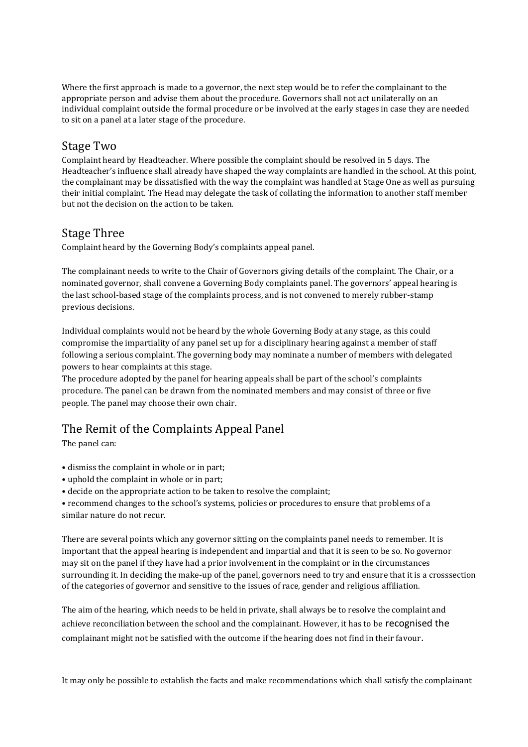Where the first approach is made to a governor, the next step would be to refer the complainant to the appropriate person and advise them about the procedure. Governors shall not act unilaterally on an individual complaint outside the formal procedure or be involved at the early stages in case they are needed to sit on a panel at a later stage of the procedure.

## Stage Two

Complaint heard by Headteacher. Where possible the complaint should be resolved in 5 days. The Headteacher's influence shall already have shaped the way complaints are handled in the school. At this point, the complainant may be dissatisfied with the way the complaint was handled at Stage One as well as pursuing their initial complaint. The Head may delegate the task of collating the information to another staff member but not the decision on the action to be taken.

## Stage Three

Complaint heard by the Governing Body's complaints appeal panel.

The complainant needs to write to the Chair of Governors giving details of the complaint. The Chair, or a nominated governor, shall convene a Governing Body complaints panel. The governors' appeal hearing is the last school-based stage of the complaints process, and is not convened to merely rubber-stamp previous decisions.

Individual complaints would not be heard by the whole Governing Body at any stage, as this could compromise the impartiality of any panel set up for a disciplinary hearing against a member of staff following a serious complaint. The governing body may nominate a number of members with delegated powers to hear complaints at this stage.
The procedure adopted by the panel for hearing appeals shall be part of the school's complaints procedure. The panel can be drawn from the nominated members and may consist of three or five people. The panel may choose their own chair.

## The Remit of the Complaints Appeal Panel

The panel can:

- dismiss the complaint in whole or in part;
- uphold the complaint in whole or in part;
- decide on the appropriate action to be taken to resolve the complaint;
- recommend changes to the school's systems, policies or procedures to ensure that problems of a similar nature do not recur.

There are several points which any governor sitting on the complaints panel needs to remember. It is important that the appeal hearing is independent and impartial and that it is seen to be so. No governor may sit on the panel if they have had a prior involvement in the complaint or in the circumstances surrounding it. In deciding the make-up of the panel, governors need to try and ensure that it is a crosssection of the categories of governor and sensitive to the issues of race, gender and religious affiliation.

The aim of the hearing, which needs to be held in private, shall always be to resolve the complaint and achieve reconciliation between the school and the complainant. However, it has to be recognised the complainant might not be satisfied with the outcome if the hearing does not find in their favour.

It may only be possible to establish the facts and make recommendations which shall satisfy the complainant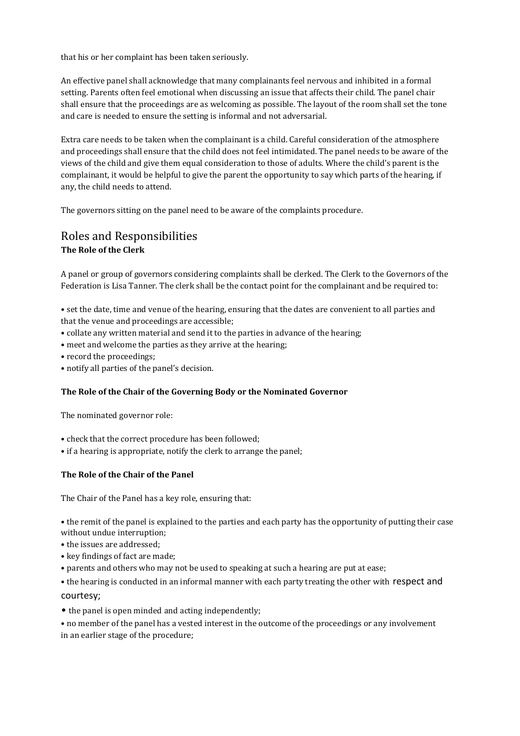that his or her complaint has been taken seriously.

An effective panel shall acknowledge that many complainants feel nervous and inhibited in a formal setting. Parents often feel emotional when discussing an issue that affects their child. The panel chair shall ensure that the proceedings are as welcoming as possible. The layout of the room shall set the tone and care is needed to ensure the setting is informal and not adversarial.

Extra care needs to be taken when the complainant is a child. Careful consideration of the atmosphere and proceedings shall ensure that the child does not feel intimidated. The panel needs to be aware of the views of the child and give them equal consideration to those of adults. Where the child's parent is the complainant, it would be helpful to give the parent the opportunity to say which parts of the hearing, if any, the child needs to attend.

The governors sitting on the panel need to be aware of the complaints procedure.

## Roles and Responsibilities

**The Role of the Clerk**

A panel or group of governors considering complaints shall be clerked. The Clerk to the Governors of the Federation is Lisa Tanner. The clerk shall be the contact point for the complainant and be required to:

- set the date, time and venue of the hearing, ensuring that the dates are convenient to all parties and that the venue and proceedings are accessible;
- collate any written material and send it to the parties in advance of the hearing;
- meet and welcome the parties as they arrive at the hearing;
- record the proceedings;
- notify all parties of the panel's decision.

**The Role of the Chair of the Governing Body or the Nominated Governor**

The nominated governor role:

- check that the correct procedure has been followed;
- if a hearing is appropriate, notify the clerk to arrange the panel;

**The Role of the Chair of the Panel**

The Chair of the Panel has a key role, ensuring that:

- the remit of the panel is explained to the parties and each party has the opportunity of putting their case without undue interruption;
- the issues are addressed;
- key findings of fact are made;
- parents and others who may not be used to speaking at such a hearing are put at ease;
- the hearing is conducted in an informal manner with each party treating the other with respect and courtesy;
- the panel is open minded and acting independently;
- no member of the panel has a vested interest in the outcome of the proceedings or any involvement in an earlier stage of the procedure;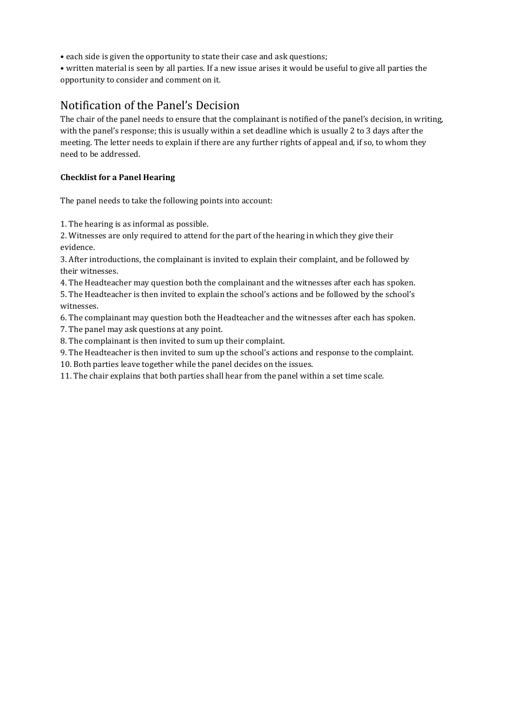- each side is given the opportunity to state their case and ask questions;
- written material is seen by all parties. If a new issue arises it would be useful to give all parties the opportunity to consider and comment on it.

## Notification of the Panel's Decision

The chair of the panel needs to ensure that the complainant is notified of the panel's decision, in writing, with the panel's response; this is usually within a set deadline which is usually 2 to 3 days after the meeting. The letter needs to explain if there are any further rights of appeal and, if so, to whom they need to be addressed.

**Checklist for a Panel Hearing**

The panel needs to take the following points into account:

1. The hearing is as informal as possible.
2. Witnesses are only required to attend for the part of the hearing in which they give their evidence.
3. After introductions, the complainant is invited to explain their complaint, and be followed by their witnesses.
4. The Headteacher may question both the complainant and the witnesses after each has spoken.
5. The Headteacher is then invited to explain the school's actions and be followed by the school's witnesses.
6. The complainant may question both the Headteacher and the witnesses after each has spoken.
7. The panel may ask questions at any point.
8. The complainant is then invited to sum up their complaint.
9. The Headteacher is then invited to sum up the school's actions and response to the complaint.
10. Both parties leave together while the panel decides on the issues.
11. The chair explains that both parties shall hear from the panel within a set time scale.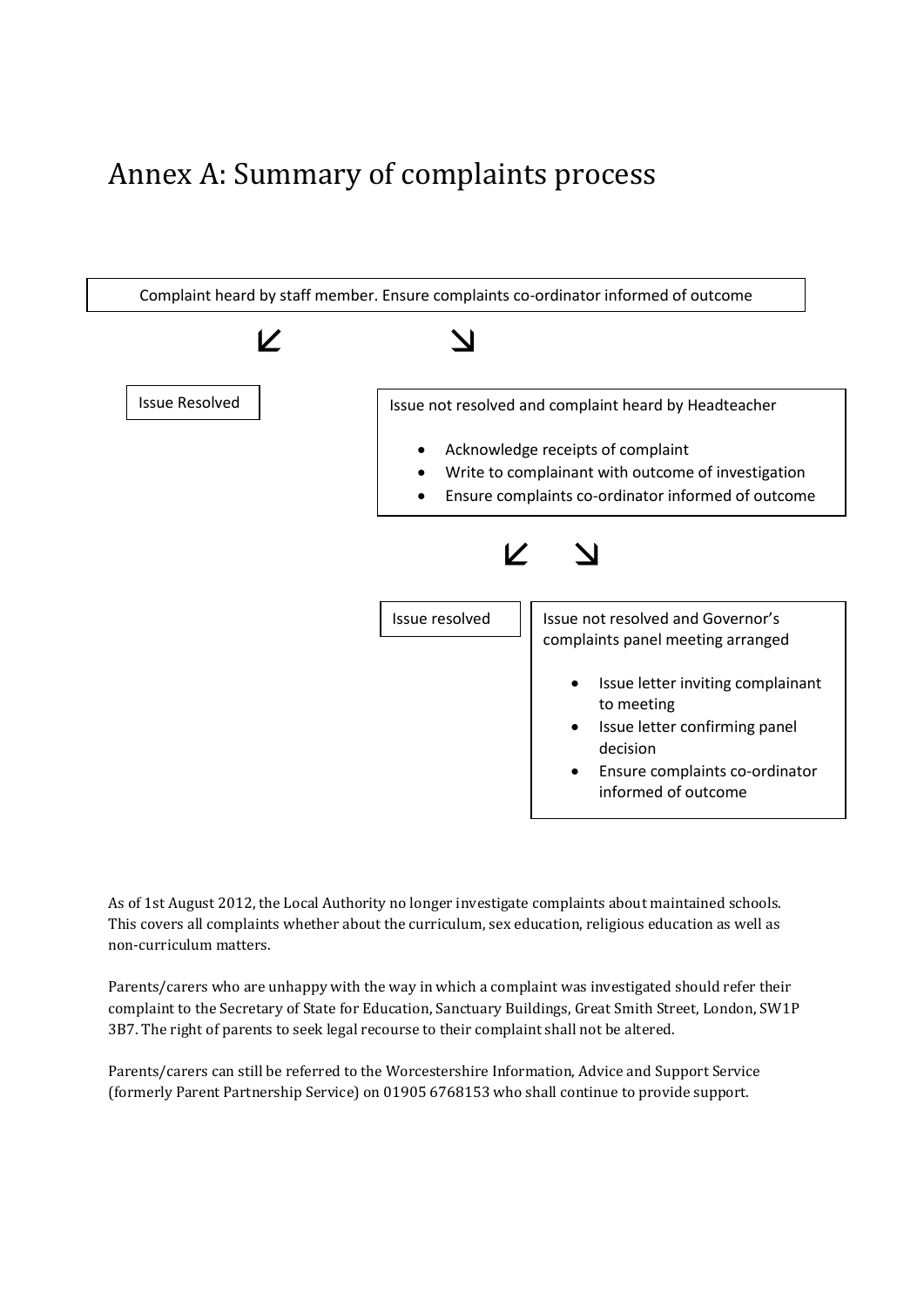# Annex A: Summary of complaints process

Complaint heard by staff member. Ensure complaints co-ordinator informed of outcome

↙ ↘

Issue Resolved

Issue not resolved and complaint heard by Headteacher

- Acknowledge receipts of complaint
- Write to complainant with outcome of investigation
- Ensure complaints co-ordinator informed of outcome

↙ ↘

Issue resolved

Issue not resolved and Governor's complaints panel meeting arranged

- Issue letter inviting complainant to meeting
- Issue letter confirming panel decision
- Ensure complaints co-ordinator informed of outcome

As of 1st August 2012, the Local Authority no longer investigate complaints about maintained schools. This covers all complaints whether about the curriculum, sex education, religious education as well as non-curriculum matters.

Parents/carers who are unhappy with the way in which a complaint was investigated should refer their complaint to the Secretary of State for Education, Sanctuary Buildings, Great Smith Street, London, SW1P 3B7. The right of parents to seek legal recourse to their complaint shall not be altered.

Parents/carers can still be referred to the Worcestershire Information, Advice and Support Service (formerly Parent Partnership Service) on 01905 6768153 who shall continue to provide support.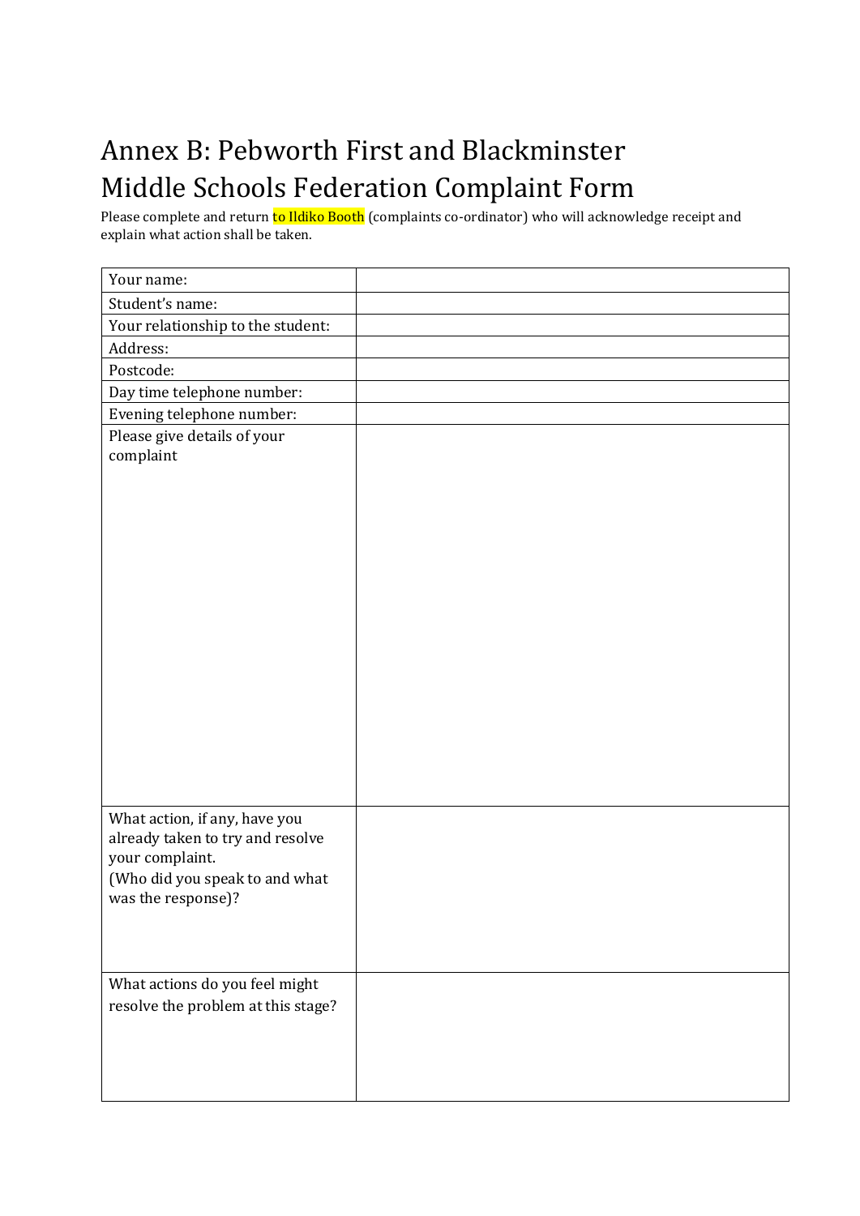# Annex B: Pebworth First and Blackminster Middle Schools Federation Complaint Form

Please complete and return to Ildiko Booth (complaints co-ordinator) who will acknowledge receipt and explain what action shall be taken.

| Your name: | |
| --- | --- |
| Student's name: | |
| Your relationship to the student: | |
| Address: | |
| Postcode: | |
| Day time telephone number: | |
| Evening telephone number: | |
| Please give details of your complaint | |
| What action, if any, have you already taken to try and resolve your complaint. (Who did you speak to and what was the response)? | |
| What actions do you feel might resolve the problem at this stage? | |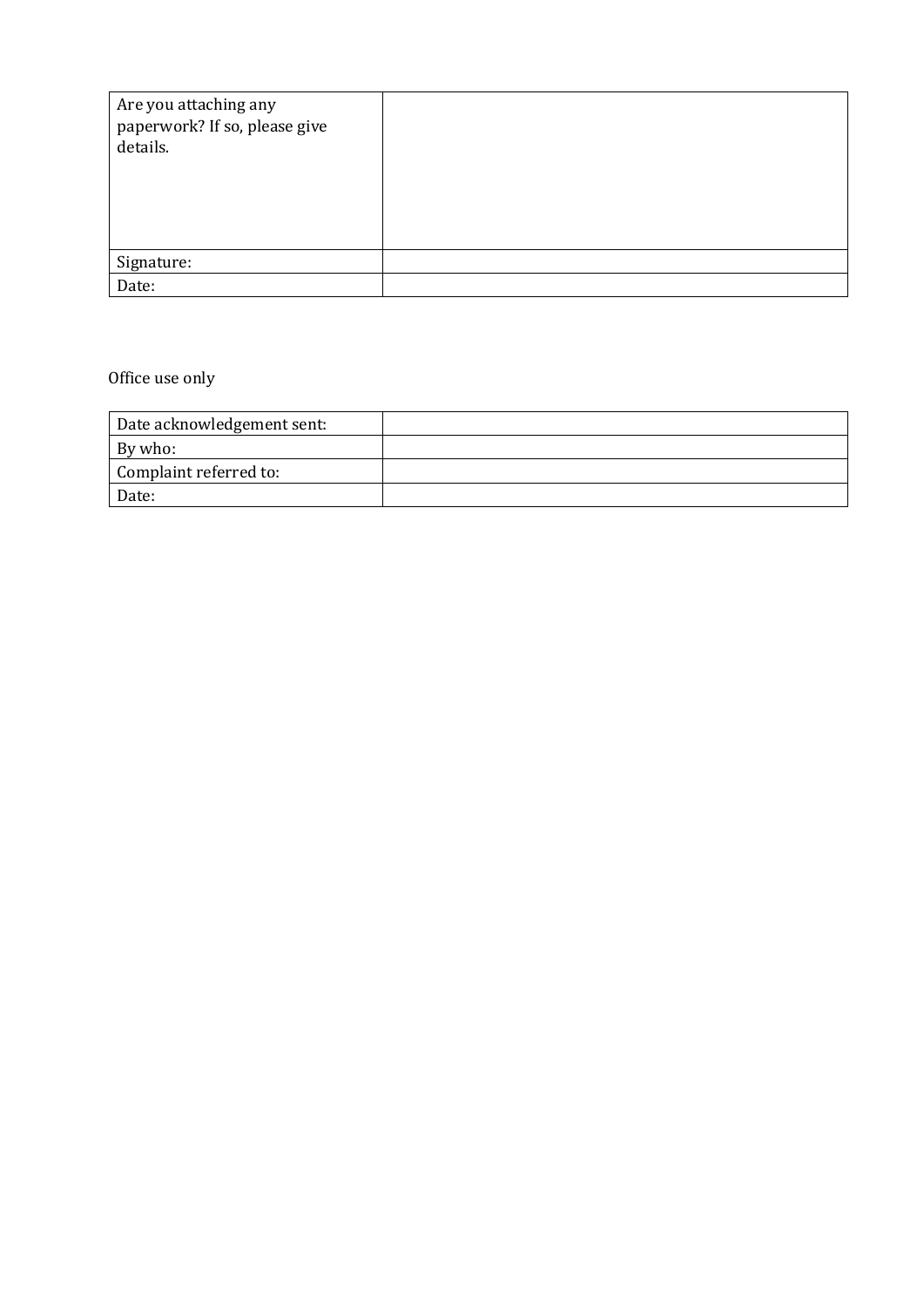| | |
|---|---|
| Are you attaching any paperwork? If so, please give details. | |
| Signature: | |
| Date: | |

Office use only

| | |
|---|---|
| Date acknowledgement sent: | |
| By who: | |
| Complaint referred to: | |
| Date: | |